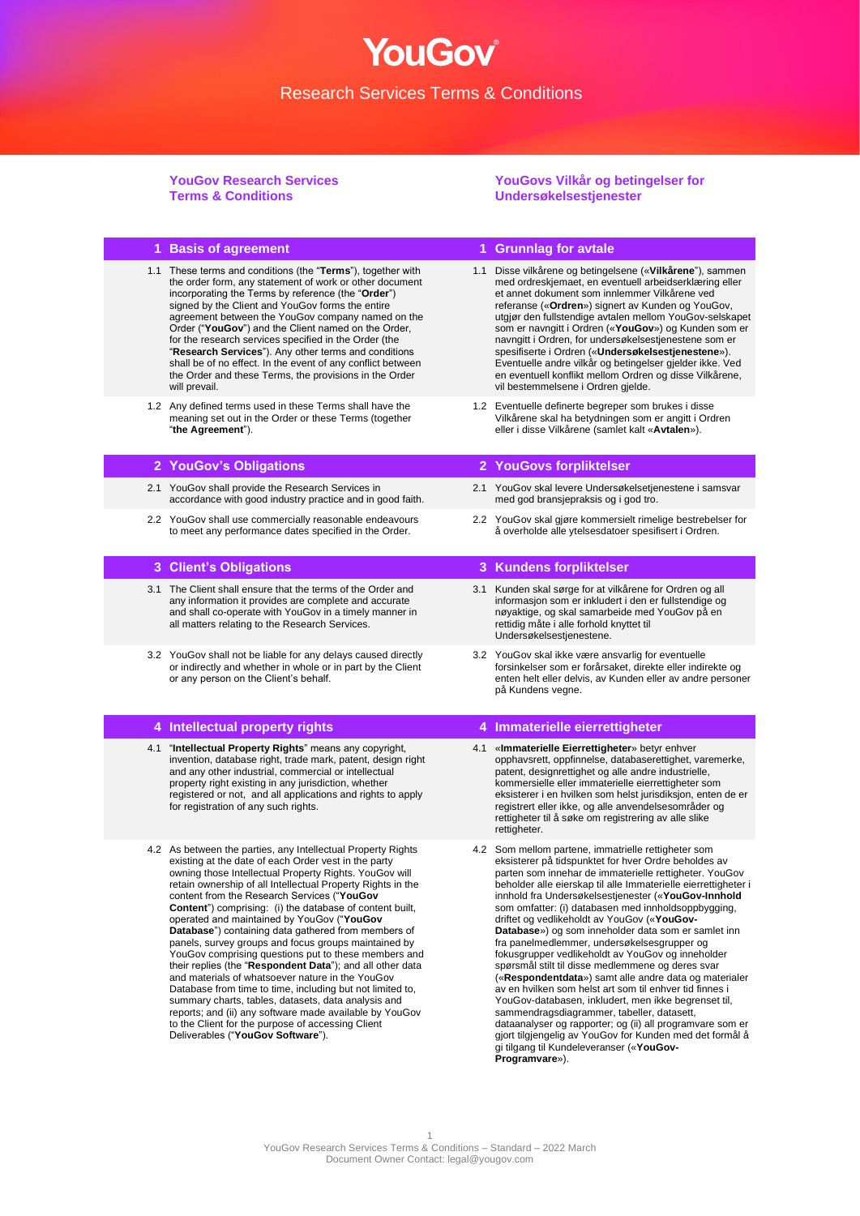# YouGov

Research Services Terms & Conditions

## YouGov Research Services Terms & Conditions

## YouGovs Vilkår og betingelser for Undersøkelsestjenester

### 1 Basis of agreement

1.1 These terms and conditions (the "**Terms**"), together with the order form, any statement of work or other document incorporating the Terms by reference (the "**Order**") signed by the Client and YouGov forms the entire agreement between the YouGov company named on the Order ("**YouGov**") and the Client named on the Order, for the research services specified in the Order (the "**Research Services**"). Any other terms and conditions shall be of no effect. In the event of any conflict between the Order and these Terms, the provisions in the Order will prevail.

1.2 Any defined terms used in these Terms shall have the meaning set out in the Order or these Terms (together "**the Agreement**").

### 1 Grunnlag for avtale

1.1 Disse vilkårene og betingelsene («**Vilkårene**"), sammen med ordreskjemaet, en eventuell arbeidserklæring eller et annet dokument som innlemmer Vilkårene ved referanse («**Ordren**») signert av Kunden og YouGov, utgjør den fullstendige avtalen mellom YouGov-selskapet som er navngitt i Ordren («**YouGov**») og Kunden som er navngitt i Ordren, for undersøkelsestjenestene som er spesifiserte i Ordren («**Undersøkelsestjenestene**»). Eventuelle andre vilkår og betingelser gjelder ikke. Ved en eventuell konflikt mellom Ordren og disse Vilkårene, vil bestemmelsene i Ordren gjelde.

1.2 Eventuelle definerte begreper som brukes i disse Vilkårene skal ha betydningen som er angitt i Ordren eller i disse Vilkårene (samlet kalt «**Avtalen**»).

### 2 YouGov's Obligations

2.1 YouGov shall provide the Research Services in accordance with good industry practice and in good faith.

2.2 YouGov shall use commercially reasonable endeavours to meet any performance dates specified in the Order.

### 2 YouGovs forpliktelser

2.1 YouGov skal levere Undersøkelsetjenestene i samsvar med god bransjepraksis og i god tro.

2.2 YouGov skal gjøre kommersielt rimelige bestrebelser for å overholde alle ytelsesdatoer spesifisert i Ordren.

### 3 Client's Obligations

3.1 The Client shall ensure that the terms of the Order and any information it provides are complete and accurate and shall co-operate with YouGov in a timely manner in all matters relating to the Research Services.

3.2 YouGov shall not be liable for any delays caused directly or indirectly and whether in whole or in part by the Client or any person on the Client's behalf.

### 3 Kundens forpliktelser

3.1 Kunden skal sørge for at vilkårene for Ordren og all informasjon som er inkludert i den er fullstendige og nøyaktige, og skal samarbeide med YouGov på en rettidig måte i alle forhold knyttet til Undersøkelsestjenestene.

3.2 YouGov skal ikke være ansvarlig for eventuelle forsinkelser som er forårsaket, direkte eller indirekte og enten helt eller delvis, av Kunden eller av andre personer på Kundens vegne.

### 4 Intellectual property rights

4.1 "**Intellectual Property Rights**" means any copyright, invention, database right, trade mark, patent, design right and any other industrial, commercial or intellectual property right existing in any jurisdiction, whether registered or not, and all applications and rights to apply for registration of any such rights.

4.2 As between the parties, any Intellectual Property Rights existing at the date of each Order vest in the party owning those Intellectual Property Rights. YouGov will retain ownership of all Intellectual Property Rights in the content from the Research Services ("**YouGov Content**") comprising: (i) the database of content built, operated and maintained by YouGov ("**YouGov Database**") containing data gathered from members of panels, survey groups and focus groups maintained by YouGov comprising questions put to these members and their replies (the "**Respondent Data**"); and all other data and materials of whatsoever nature in the YouGov Database from time to time, including but not limited to, summary charts, tables, datasets, data analysis and reports; and (ii) any software made available by YouGov to the Client for the purpose of accessing Client Deliverables ("**YouGov Software**").

### 4 Immaterielle eierrettigheter

4.1 «**Immaterielle Eierrettigheter**» betyr enhver opphavsrett, oppfinnelse, databaserettighet, varemerke, patent, designrettighet og alle andre industrielle, kommersielle eller immaterielle eierrettigheter som eksisterer i en hvilken som helst jurisdiksjon, enten de er registrert eller ikke, og alle anvendelsesområder og rettigheter til å søke om registrering av alle slike rettigheter.

4.2 Som mellom partene, immaterielle rettigheter som eksisterer på tidspunktet for hver Ordre beholdes av parten som innehar de immaterielle rettigheter. YouGov beholder alle eierskap til alle Immaterielle eierrettigheter i innhold fra Undersøkelsestjenester («**YouGov-Innhold** som omfatter: (i) databasen med innholdsoppbygging, driftet og vedlikeholdt av YouGov («**YouGov-Database**») og som inneholder data som er samlet inn fra panelmedlemmer, undersøkelsesgrupper og fokusgrupper vedlikeholdt av YouGov og inneholder spørsmål stilt til disse medlemmene og deres svar («**Respondentdata**») samt alle andre data og materialer av en hvilken som helst art som til enhver tid finnes i YouGov-databasen, inkludert, men ikke begrenset til, sammendragsdiagrammer, tabeller, datasett, dataanalyser og rapporter; og (ii) all programvare som er gjort tilgjengelig av YouGov for Kunden med det formål å gi tilgang til Kundeleveranser («**YouGov-Programvare**»).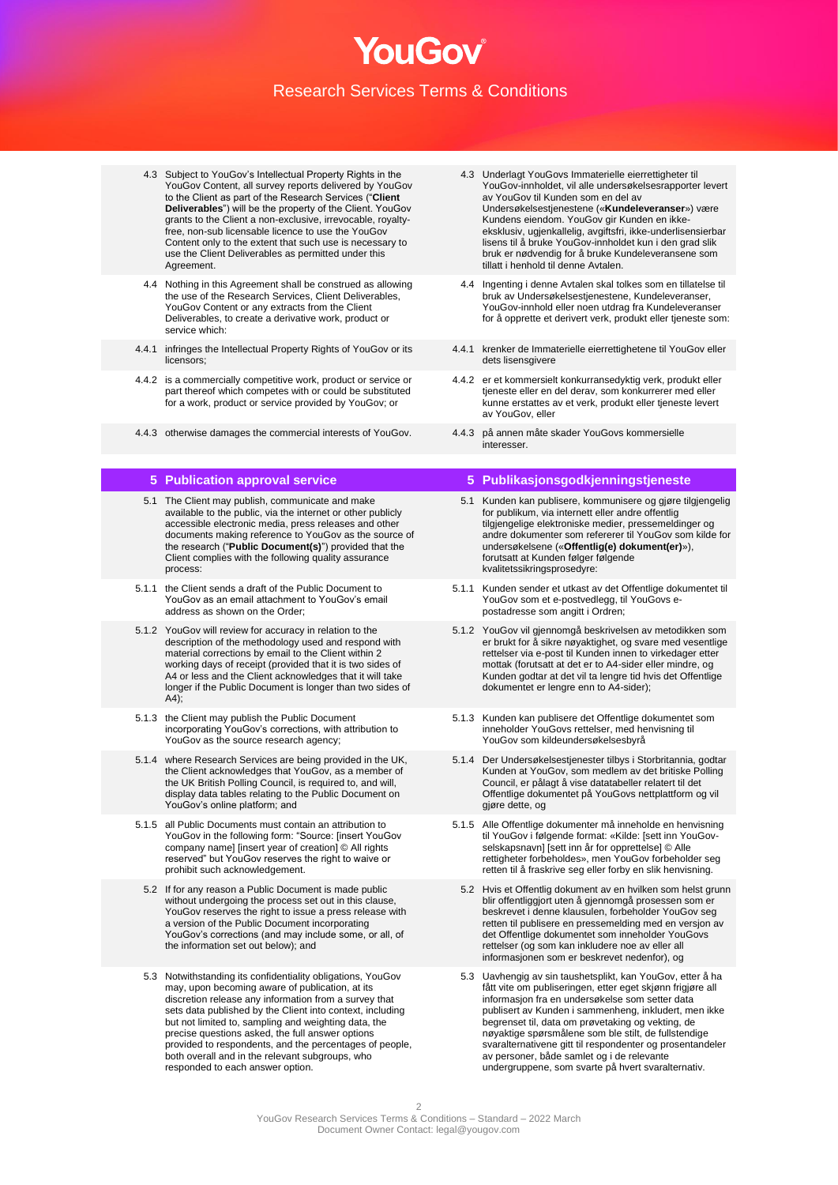| | |
|---|---|
| 4.3 Subject to YouGov's Intellectual Property Rights in the YouGov Content, all survey reports delivered by YouGov to the Client as part of the Research Services ("**Client Deliverables**") will be the property of the Client. YouGov grants to the Client a non-exclusive, irrevocable, royalty-free, non-sub licensable licence to use the YouGov Content only to the extent that such use is necessary to use the Client Deliverables as permitted under this Agreement. | 4.3 Underlagt YouGovs Immaterielle eierrettigheter til YouGov-innholdet, vil alle undersøkelsesrapporter levert av YouGov til Kunden som en del av Undersøkelsestjenestene («**Kundeleveranser**») være Kundens eiendom. YouGov gir Kunden en ikke-eksklusiv, ugjenkallelig, avgiftsfri, ikke-underlisensierbar lisens til å bruke YouGov-innholdet kun i den grad slik bruk er nødvendig for å bruke Kundeleveransene som tillatt i henhold til denne Avtalen. |
| 4.4 Nothing in this Agreement shall be construed as allowing the use of the Research Services, Client Deliverables, YouGov Content or any extracts from the Client Deliverables, to create a derivative work, product or service which: | 4.4 Ingenting i denne Avtalen skal tolkes som en tillatelse til bruk av Undersøkelsestjenestene, Kundeleveranser, YouGov-innhold eller noen utdrag fra Kundeleveranser for å opprette et derivert verk, produkt eller tjeneste som: |
| 4.4.1 infringes the Intellectual Property Rights of YouGov or its licensors; | 4.4.1 krenker de Immaterielle eierrettighetene til YouGov eller dets lisensgivere |
| 4.4.2 is a commercially competitive work, product or service or part thereof which competes with or could be substituted for a work, product or service provided by YouGov; or | 4.4.2 er et kommersielt konkurransedyktig verk, produkt eller tjeneste eller en del derav, som konkurrerer med eller kunne erstattes av et verk, produkt eller tjeneste levert av YouGov, eller |
| 4.4.3 otherwise damages the commercial interests of YouGov. | 4.4.3 på annen måte skader YouGovs kommersielle interesser. |
| **5 Publication approval service** | **5 Publikasjonsgodkjenningstjeneste** |
| 5.1 The Client may publish, communicate and make available to the public, via the internet or other publicly accessible electronic media, press releases and other documents making reference to YouGov as the source of the research ("**Public Document(s)**") provided that the Client complies with the following quality assurance process: | 5.1 Kunden kan publisere, kommunisere og gjøre tilgjengelig for publikum, via internett eller andre offentlig tilgjengelige elektroniske medier, pressemeldinger og andre dokumenter som refererer til YouGov som kilde for undersøkelsene («**Offentlig(e) dokument(er)**»), forutsatt at Kunden følger følgende kvalitetssikringsprosedyre: |
| 5.1.1 the Client sends a draft of the Public Document to YouGov as an email attachment to YouGov's email address as shown on the Order; | 5.1.1 Kunden sender et utkast av det Offentlige dokumentet til YouGov som et e-postvedlegg, til YouGovs e-postadresse som angitt i Ordren; |
| 5.1.2 YouGov will review for accuracy in relation to the description of the methodology used and respond with material corrections by email to the Client within 2 working days of receipt (provided that it is two sides of A4 or less and the Client acknowledges that it will take longer if the Public Document is longer than two sides of A4); | 5.1.2 YouGov vil gjennomgå beskrivelsen av metodikken som er brukt for å sikre nøyaktighet, og svare med vesentlige rettelser via e-post til Kunden innen to virkedager etter mottak (forutsatt at det er to A4-sider eller mindre, og Kunden godtar at det vil ta lengre tid hvis det Offentlige dokumentet er lengre enn to A4-sider); |
| 5.1.3 the Client may publish the Public Document incorporating YouGov's corrections, with attribution to YouGov as the source research agency; | 5.1.3 Kunden kan publisere det Offentlige dokumentet som inneholder YouGovs rettelser, med henvisning til YouGov som kildeundersøkelsesbyrå |
| 5.1.4 where Research Services are being provided in the UK, the Client acknowledges that YouGov, as a member of the UK British Polling Council, is required to, and will, display data tables relating to the Public Document on YouGov's online platform; and | 5.1.4 Der Undersøkelsestjenester tilbys i Storbritannia, godtar Kunden at YouGov, som medlem av det britiske Polling Council, er pålagt å vise datatabeller relatert til det Offentlige dokumentet på YouGovs nettplattform og vil gjøre dette, og |
| 5.1.5 all Public Documents must contain an attribution to YouGov in the following form: "Source: [insert YouGov company name] [insert year of creation] © All rights reserved" but YouGov reserves the right to waive or prohibit such acknowledgement. | 5.1.5 Alle Offentlige dokumenter må inneholde en henvisning til YouGov i følgende format: «Kilde: [sett inn YouGov-selskapsnavn] [sett inn år for opprettelse] © Alle rettigheter forbeholdes», men YouGov forbeholder seg retten til å fraskrive seg eller forby en slik henvisning. |
| 5.2 If for any reason a Public Document is made public without undergoing the process set out in this clause, YouGov reserves the right to issue a press release with a version of the Public Document incorporating YouGov's corrections (and may include some, or all, of the information set out below); and | 5.2 Hvis et Offentlig dokument av en hvilken som helst grunn blir offentliggjort uten å gjennomgå prosessen som er beskrevet i denne klausulen, forbeholder YouGov seg retten til å publisere en pressemelding med en versjon av det Offentlige dokumentet som inneholder YouGovs rettelser (og som kan inkludere noe av eller alle informasjonen som er beskrevet nedenfor), og |
| 5.3 Notwithstanding its confidentiality obligations, YouGov may, upon becoming aware of publication, at its discretion release any information from a survey that sets data published by the Client into context, including but not limited to, sampling and weighting data, the precise questions asked, the full answer options provided to respondents, and the percentages of people, both overall and in the relevant subgroups, who responded to each answer option. | 5.3 Uavhengig av sin taushetsplikt, kan YouGov, etter å ha fått vite om publiseringen, etter eget skjønn frigjøre all informasjon fra en undersøkelse som setter data publisert av Kunden i sammenheng, inkludert, men ikke begrenset til, data om prøvetaking og vekting, de nøyaktige spørsmålene som ble stilt, de fullstendige svaralternativene gitt til respondenter og prosentandeler av personer, både samlet og i de relevante undergruppene, som svarte på hvert svaralternativ. |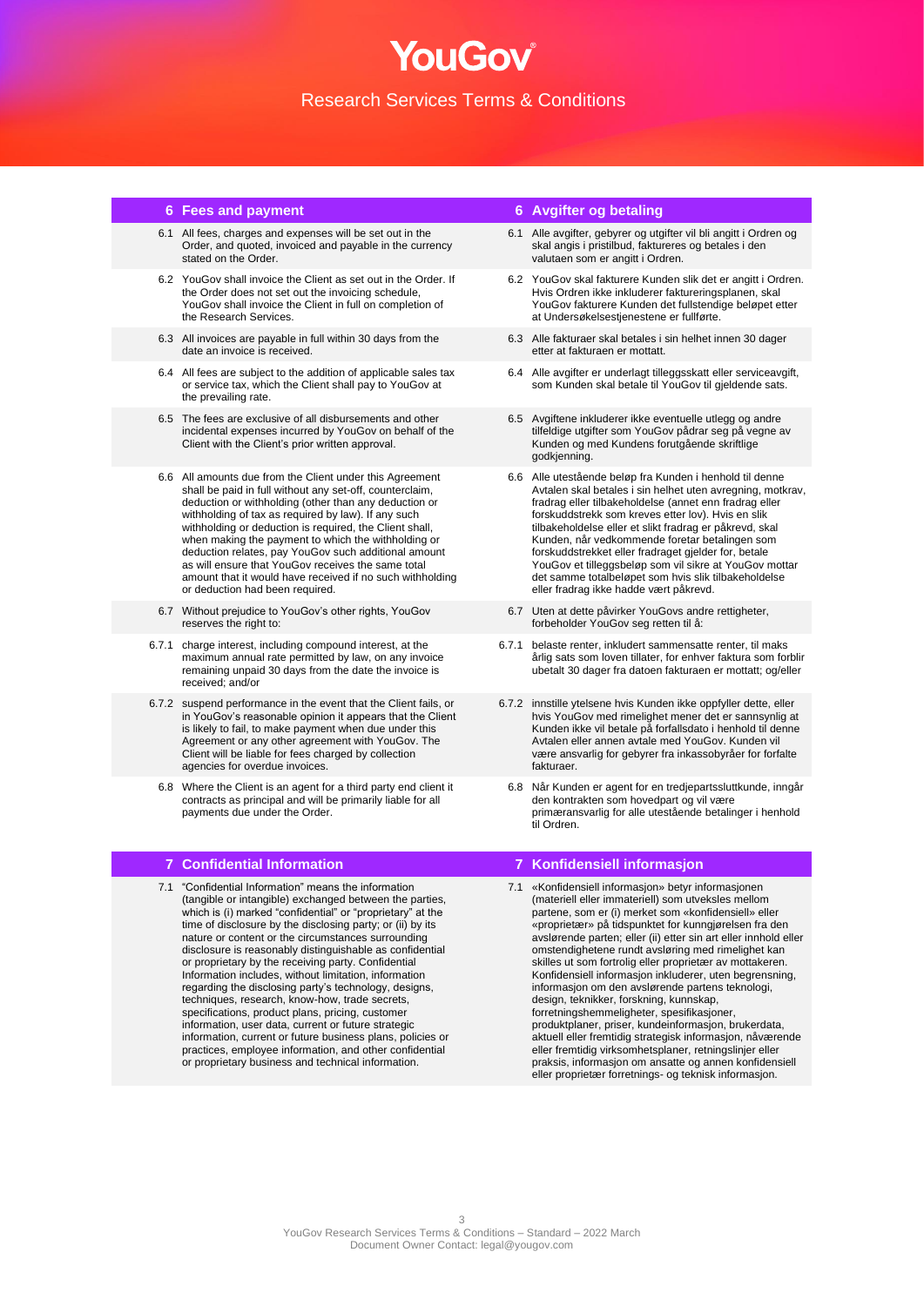# YouGov

## Research Services Terms & Conditions

| | |
|---|---|
| **6 Fees and payment** | **6 Avgifter og betaling** |
| 6.1 All fees, charges and expenses will be set out in the Order, and quoted, invoiced and payable in the currency stated on the Order. | 6.1 Alle avgifter, gebyrer og utgifter vil bli angitt i Ordren og skal angis i pristilbud, faktureres og betales i den valutaen som er angitt i Ordren. |
| 6.2 YouGov shall invoice the Client as set out in the Order. If the Order does not set out the invoicing schedule, YouGov shall invoice the Client in full on completion of the Research Services. | 6.2 YouGov skal fakturere Kunden slik det er angitt i Ordren. Hvis Ordren ikke inkluderer faktureringsplanen, skal YouGov fakturere Kunden det fullstendige beløpet etter at Undersøkelsestjenestene er fullførte. |
| 6.3 All invoices are payable in full within 30 days from the date an invoice is received. | 6.3 Alle fakturaer skal betales i sin helhet innen 30 dager etter at fakturaen er mottatt. |
| 6.4 All fees are subject to the addition of applicable sales tax or service tax, which the Client shall pay to YouGov at the prevailing rate. | 6.4 Alle avgifter er underlagt tilleggsskatt eller serviceavgift, som Kunden skal betale til YouGov til gjeldende sats. |
| 6.5 The fees are exclusive of all disbursements and other incidental expenses incurred by YouGov on behalf of the Client with the Client's prior written approval. | 6.5 Avgiftene inkluderer ikke eventuelle utlegg og andre tilfeldige utgifter som YouGov pådrar seg på vegne av Kunden og med Kundens forutgående skriftlige godkjenning. |
| 6.6 All amounts due from the Client under this Agreement shall be paid in full without any set-off, counterclaim, deduction or withholding (other than any deduction or withholding of tax as required by law). If any such withholding or deduction is required, the Client shall, when making the payment to which the withholding or deduction relates, pay YouGov such additional amount as will ensure that YouGov receives the same total amount that it would have received if no such withholding or deduction had been required. | 6.6 Alle utestående beløp fra Kunden i henhold til denne Avtalen skal betales i sin helhet uten avregning, motkrav, fradrag eller tilbakeholdelse (annet enn fradrag eller forskuddstrekk som kreves etter lov). Hvis en slik tilbakeholdelse eller et slikt fradrag er påkrevd, skal Kunden, når vedkommende foretar betalingen som forskuddstrekket eller fradraget gjelder for, betale YouGov et tilleggsbeløp som vil sikre at YouGov mottar det samme totalbeløpet som hvis slik tilbakeholdelse eller fradrag ikke hadde vært påkrevd. |
| 6.7 Without prejudice to YouGov's other rights, YouGov reserves the right to: | 6.7 Uten at dette påvirker YouGovs andre rettigheter, forbeholder YouGov seg retten til å: |
| 6.7.1 charge interest, including compound interest, at the maximum annual rate permitted by law, on any invoice remaining unpaid 30 days from the date the invoice is received; and/or | 6.7.1 belaste renter, inkludert sammensatte renter, til maks årlig sats som loven tillater, for enhver faktura som forblir ubetalt 30 dager fra datoen fakturaen er mottatt; og/eller |
| 6.7.2 suspend performance in the event that the Client fails, or in YouGov's reasonable opinion it appears that the Client is likely to fail, to make payment when due under this Agreement or any other agreement with YouGov. The Client will be liable for fees charged by collection agencies for overdue invoices. | 6.7.2 innstille ytelsene hvis Kunden ikke oppfyller dette, eller hvis YouGov med rimelighet mener det er sannsynlig at Kunden ikke vil betale på forfallsdato i henhold til denne Avtalen eller annen avtale med YouGov. Kunden vil være ansvarlig for gebyrer fra inkassobyråer for forfalte fakturaer. |
| 6.8 Where the Client is an agent for a third party end client it contracts as principal and will be primarily liable for all payments due under the Order. | 6.8 Når Kunden er agent for en tredjepartssluttkunde, inngår den kontrakten som hovedpart og vil være primæransvarlig for alle utestående betalinger i henhold til Ordren. |
| **7 Confidential Information** | **7 Konfidensiell informasjon** |
| 7.1 "Confidential Information" means the information (tangible or intangible) exchanged between the parties, which is (i) marked "confidential" or "proprietary" at the time of disclosure by the disclosing party; or (ii) by its nature or content or the circumstances surrounding disclosure is reasonably distinguishable as confidential or proprietary by the receiving party. Confidential Information includes, without limitation, information regarding the disclosing party's technology, designs, techniques, research, know-how, trade secrets, specifications, product plans, pricing, customer information, user data, current or future strategic information, current or future business plans, policies or practices, employee information, and other confidential or proprietary business and technical information. | 7.1 «Konfidensiell informasjon» betyr informasjonen (materiell eller immateriell) som utveksles mellom partene, som er (i) merket som «konfidensiell» eller «proprietær» på tidspunktet for kunngjørelsen fra den avslørende parten; eller (ii) etter sin art eller innhold eller omstendighetene rundt avsløring med rimelighet kan skilles ut som fortrolig eller proprietær av mottakeren. Konfidensiell informasjon inkluderer, uten begrensning, informasjon om den avslørende partens teknologi, design, teknikker, forskning, kunnskap, forretningshemmeligheter, spesifikasjoner, produktplaner, priser, kundeinformasjon, brukerdata, aktuell eller fremtidig strategisk informasjon, nåværende eller fremtidig virksomhetsplaner, retningslinjer eller praksis, informasjon om ansatte og annen konfidensiell eller proprietær forretnings- og teknisk informasjon. |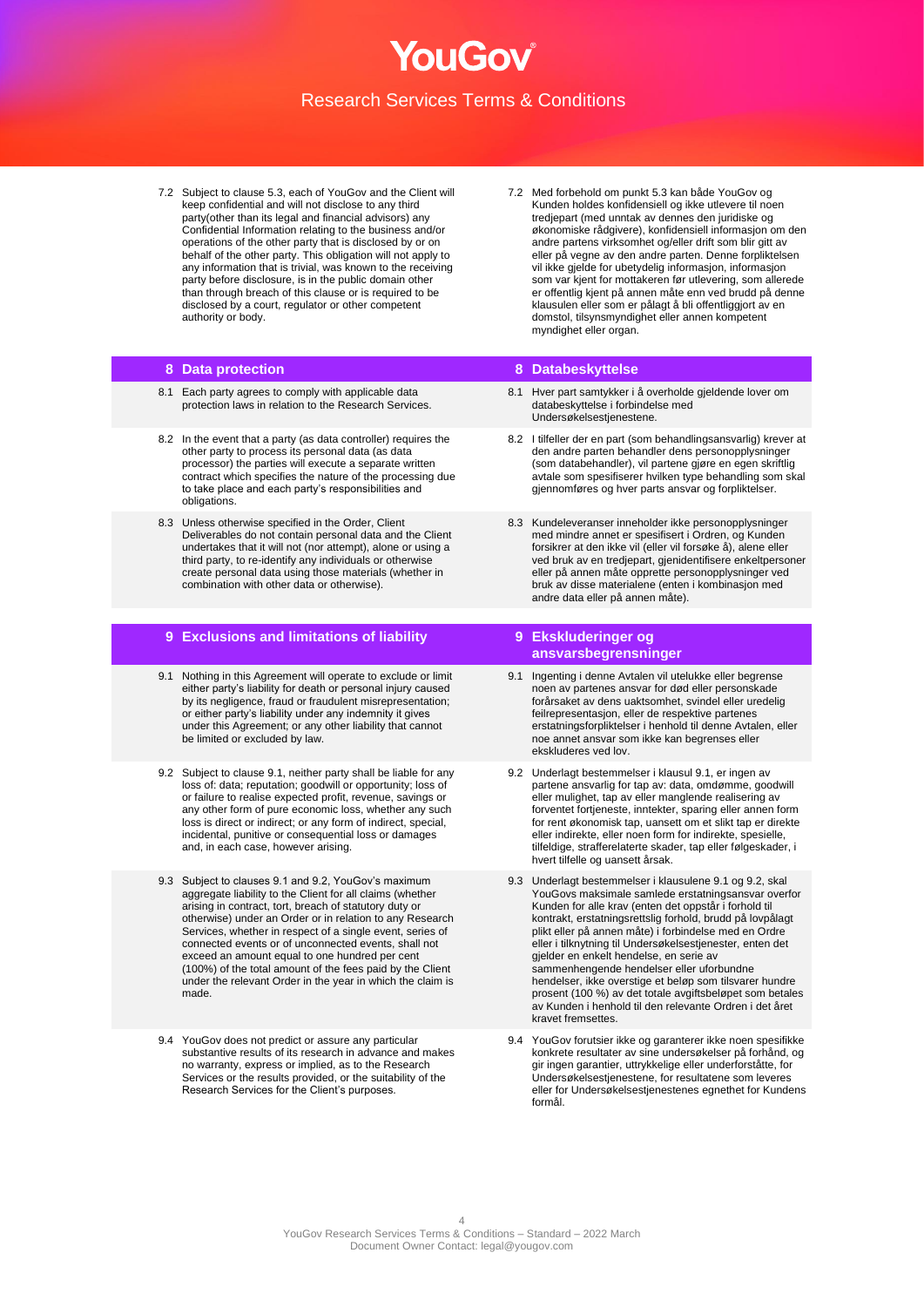7.2 Subject to clause 5.3, each of YouGov and the Client will keep confidential and will not disclose to any third party(other than its legal and financial advisors) any Confidential Information relating to the business and/or operations of the other party that is disclosed by or on behalf of the other party. This obligation will not apply to any information that is trivial, was known to the receiving party before disclosure, is in the public domain other than through breach of this clause or is required to be disclosed by a court, regulator or other competent authority or body.

7.2 Med forbehold om punkt 5.3 kan både YouGov og Kunden holdes konfidensiell og ikke utlevere til noen tredjepart (med unntak av dennes den juridiske og økonomiske rådgivere), konfidensiell informasjon om den andre partens virksomhet og/eller drift som blir gitt av eller på vegne av den andre parten. Denne forpliktelsen vil ikke gjelde for ubetydelig informasjon, informasjon som var kjent for mottakeren før utlevering, som allerede er offentlig kjent på annen måte enn ved brudd på denne klausulen eller som er pålagt å bli offentliggjort av en domstol, tilsynsmyndighet eller annen kompetent myndighet eller organ.

## 8 Data protection

## 8 Databeskyttelse

8.1 Each party agrees to comply with applicable data protection laws in relation to the Research Services.

8.1 Hver part samtykker i å overholde gjeldende lover om databeskyttelse i forbindelse med Undersøkelsestjenestene.

8.2 In the event that a party (as data controller) requires the other party to process its personal data (as data processor) the parties will execute a separate written contract which specifies the nature of the processing due to take place and each party's responsibilities and obligations.

8.2 I tilfeller der en part (som behandlingsansvarlig) krever at den andre parten behandler dens personopplysninger (som databehandler), vil partene gjøre en egen skriftlig avtale som spesifiserer hvilken type behandling som skal gjennomføres og hver parts ansvar og forpliktelser.

8.3 Unless otherwise specified in the Order, Client Deliverables do not contain personal data and the Client undertakes that it will not (nor attempt), alone or using a third party, to re-identify any individuals or otherwise create personal data using those materials (whether in combination with other data or otherwise).

8.3 Kundeleveranser inneholder ikke personopplysninger med mindre annet er spesifisert i Ordren, og Kunden forsikrer at den ikke vil (eller vil forsøke å), alene eller ved bruk av en tredjepart, gjenidentifisere enkeltpersoner eller på annen måte opprette personopplysninger ved bruk av disse materialene (enten i kombinasjon med andre data eller på annen måte).

## 9 Exclusions and limitations of liability

## 9 Ekskluderinger og ansvarsbegrensninger

9.1 Nothing in this Agreement will operate to exclude or limit either party's liability for death or personal injury caused by its negligence, fraud or fraudulent misrepresentation; or either party's liability under any indemnity it gives under this Agreement; or any other liability that cannot be limited or excluded by law.

9.1 Ingenting i denne Avtalen vil utelukke eller begrense noen av partenes ansvar for død eller personskade forårsaket av dens uaktsomhet, svindel eller uredelig feilrepresentasjon, eller de respektive partenes erstatningsforpliktelser i henhold til denne Avtalen, eller noe annet ansvar som ikke kan begrenses eller ekskluderes ved lov.

9.2 Subject to clause 9.1, neither party shall be liable for any loss of: data; reputation; goodwill or opportunity; loss of or failure to realise expected profit, revenue, savings or any other form of pure economic loss, whether any such loss is direct or indirect; or any form of indirect, special, incidental, punitive or consequential loss or damages and, in each case, however arising.

9.2 Underlagt bestemmelser i klausul 9.1, er ingen av partene ansvarlig for tap av: data, omdømme, goodwill eller mulighet, tap av eller manglende realisering av forventet fortjeneste, inntekter, sparing eller annen form for rent økonomisk tap, uansett om et slikt tap er direkte eller indirekte, eller noen form for indirekte, spesielle, tilfeldige, strafferelaterte skader, tap eller følgeskader, i hvert tilfelle og uansett årsak.

9.3 Subject to clauses 9.1 and 9.2, YouGov's maximum aggregate liability to the Client for all claims (whether arising in contract, tort, breach of statutory duty or otherwise) under an Order or in relation to any Research Services, whether in respect of a single event, series of connected events or of unconnected events, shall not exceed an amount equal to one hundred per cent (100%) of the total amount of the fees paid by the Client under the relevant Order in the year in which the claim is made.

9.3 Underlagt bestemmelser i klausulene 9.1 og 9.2, skal YouGovs maksimale samlede erstatningsansvar overfor Kunden for alle krav (enten det oppstår i forhold til kontrakt, erstatningsrettslig forhold, brudd på lovpålagt plikt eller på annen måte) i forbindelse med en Ordre eller i tilknytning til Undersøkelsestjenester, enten det gjelder en enkelt hendelse, en serie av sammenhengende hendelser eller uforbundne hendelser, ikke overstige et beløp som tilsvarer hundre prosent (100 %) av det totale avgiftsbeløpet som betales av Kunden i henhold til den relevante Ordren i det året kravet fremsettes.

9.4 YouGov does not predict or assure any particular substantive results of its research in advance and makes no warranty, express or implied, as to the Research Services or the results provided, or the suitability of the Research Services for the Client's purposes.

9.4 YouGov forutsier ikke og garanterer ikke noen spesifikke konkrete resultater av sine undersøkelser på forhånd, og gir ingen garantier, uttrykkelige eller underforståtte, for Undersøkelsestjenestene, for resultatene som leveres eller for Undersøkelsestjenestenes egnethet for Kundens formål.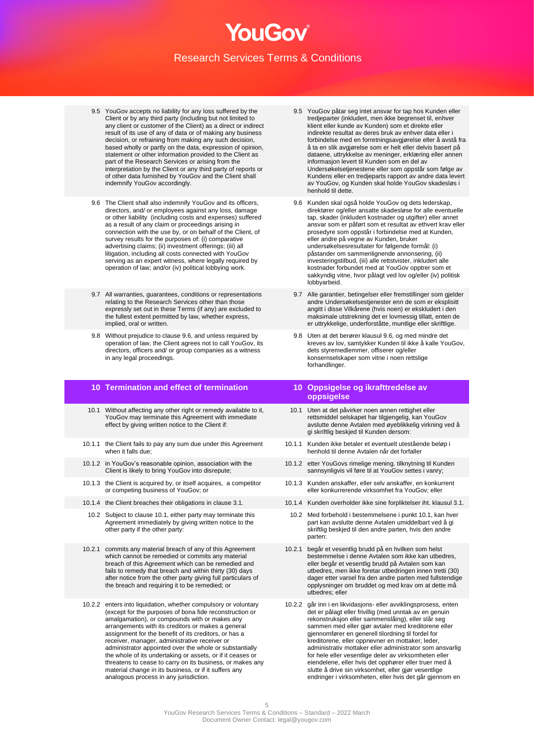9.5 YouGov accepts no liability for any loss suffered by the Client or by any third party (including but not limited to any client or customer of the Client) as a direct or indirect result of its use of any of data or of making any business decision, or refraining from making any such decision, based wholly or partly on the data, expression of opinion, statement or other information provided to the Client as part of the Research Services or arising from the interpretation by the Client or any third party of reports or of other data furnished by YouGov and the Client shall indemnify YouGov accordingly.

9.6 The Client shall also indemnify YouGov and its officers, directors, and/ or employees against any loss, damage or other liability (including costs and expenses) suffered as a result of any claim or proceedings arising in connection with the use by, or on behalf of the Client, of survey results for the purposes of: (i) comparative advertising claims; (ii) investment offerings; (iii) all litigation, including all costs connected with YouGov serving as an expert witness, where legally required by operation of law; and/or (iv) political lobbying work.

9.7 All warranties, guarantees, conditions or representations relating to the Research Services other than those expressly set out in these Terms (if any) are excluded to the fullest extent permitted by law, whether express, implied, oral or written.

9.8 Without prejudice to clause 9.6, and unless required by operation of law, the Client agrees not to call YouGov, its directors, officers and/ or group companies as a witness in any legal proceedings.

## 10 Termination and effect of termination

10.1 Without affecting any other right or remedy available to it, YouGov may terminate this Agreement with immediate effect by giving written notice to the Client if:

10.1.1 the Client fails to pay any sum due under this Agreement when it falls due;

10.1.2 in YouGov's reasonable opinion, association with the Client is likely to bring YouGov into disrepute;

10.1.3 the Client is acquired by, or itself acquires, a competitor or competing business of YouGov; or

10.1.4 the Client breaches their obligations in clause 3.1.

10.2 Subject to clause 10.1, either party may terminate this Agreement immediately by giving written notice to the other party if the other party:

10.2.1 commits any material breach of any of this Agreement which cannot be remedied or commits any material breach of this Agreement which can be remedied and fails to remedy that breach and within thirty (30) days after notice from the other party giving full particulars of the breach and requiring it to be remedied; or

10.2.2 enters into liquidation, whether compulsory or voluntary (except for the purposes of bona fide reconstruction or amalgamation), or compounds with or makes any arrangements with its creditors or makes a general assignment for the benefit of its creditors, or has a receiver, manager, administrative receiver or administrator appointed over the whole or substantially the whole of its undertaking or assets, or if it ceases or threatens to cease to carry on its business, or makes any material change in its business, or if it suffers any analogous process in any jurisdiction.

9.5 YouGov påtar seg intet ansvar for tap hos Kunden eller tredjeparter (inkludert, men ikke begrenset til, enhver klient eller kunde av Kunden) som et direkte eller indirekte resultat av deres bruk av enhver data eller i forbindelse med en forretningsavgjørelse eller å avstå fra å ta en slik avgjørelse som er helt eller delvis basert på dataene, uttrykkelse av meninger, erklæring eller annen informasjon levert til Kunden som en del av Undersøkelsetjenestene eller som oppstår som følge av Kundens eller en tredjeparts rapport av andre data levert av YouGov, og Kunden skal holde YouGov skadesløs i henhold til dette.

9.6 Kunden skal også holde YouGov og dets lederskap, direktører og/eller ansatte skadesløse for alle eventuelle tap, skader (inkludert kostnader og utgifter) eller annet ansvar som er påført som et resultat av ethvert krav eller prosedyre som oppstår i forbindelse med at Kunden, eller andre på vegne av Kunden, bruker undersøkelsesresultater for følgende formål: (i) påstander om sammenlignende annonsering, (ii) investeringstilbud, (iii) alle rettstvister, inkludert alle kostnader forbundet med at YouGov opptrer som et sakkyndig vitne, hvor pålagt ved lov og/eller (iv) politisk lobbyarbeid.

9.7 Alle garantier, betingelser eller fremstillinger som gjelder andre Undersøkelsestjenester enn de som er eksplisitt angitt i disse Vilkårene (hvis noen) er ekskludert i den maksimale utstrekning det er lovmessig tillatt, enten de er uttrykkelige, underforståtte, muntlige eller skriftlige.

9.8 Uten at det berører klausul 9.6, og med mindre det kreves av lov, samtykker Kunden til ikke å kalle YouGov, dets styremedlemmer, offiserer og/eller konsernselskaper som vitne i noen rettslige forhandlinger.

## 10 Oppsigelse og ikrafttredelse av oppsigelse

10.1 Uten at det påvirker noen annen rettighet eller rettsmiddel selskapet har tilgjengelig, kan YouGov avslutte denne Avtalen med øyeblikkelig virkning ved å gi skriftlig beskjed til Kunden dersom:

10.1.1 Kunden ikke betaler et eventuelt utestående beløp i henhold til denne Avtalen når det forfaller

10.1.2 etter YouGovs rimelige mening. tilknytning til Kunden sannsynligvis vil føre til at YouGov settes i vanry;

10.1.3 Kunden anskaffer, eller selv anskaffer, en konkurrent eller konkurrerende virksomhet fra YouGov; eller

10.1.4 Kunden overholder ikke sine forpliktelser iht. klausul 3.1.

10.2 Med forbehold i bestemmelsene i punkt 10.1, kan hver part kan avslutte denne Avtalen umiddelbart ved å gi skriftlig beskjed til den andre parten, hvis den andre parten:

10.2.1 begår et vesentlig brudd på en hvilken som helst bestemmelse i denne Avtalen som ikke kan utbedres, eller begår et vesentlig brudd på Avtalen som kan utbedres, men ikke foretar utbedringen innen tretti (30) dager etter varsel fra den andre parten med fullstendige opplysninger om bruddet og med krav om at dette må utbedres; eller

10.2.2 går inn i en likvidasjons- eller avviklingsprosess, enten det er pålagt eller frivillig (med unntak av en genuin rekonstruksjon eller sammenslåing), eller slår seg sammen med eller gjør avtaler med kreditorene eller gjennomfører en generell tilordning til fordel for kreditorene, eller oppnevner en mottaker, leder, administrativ mottaker eller administrator som ansvarlig for hele eller vesentlige deler av virksomheten eller eiendelene, eller hvis det opphører eller truer med å slutte å drive sin virksomhet, eller gjør vesentlige endringer i virksomheten, eller hvis det går gjennom en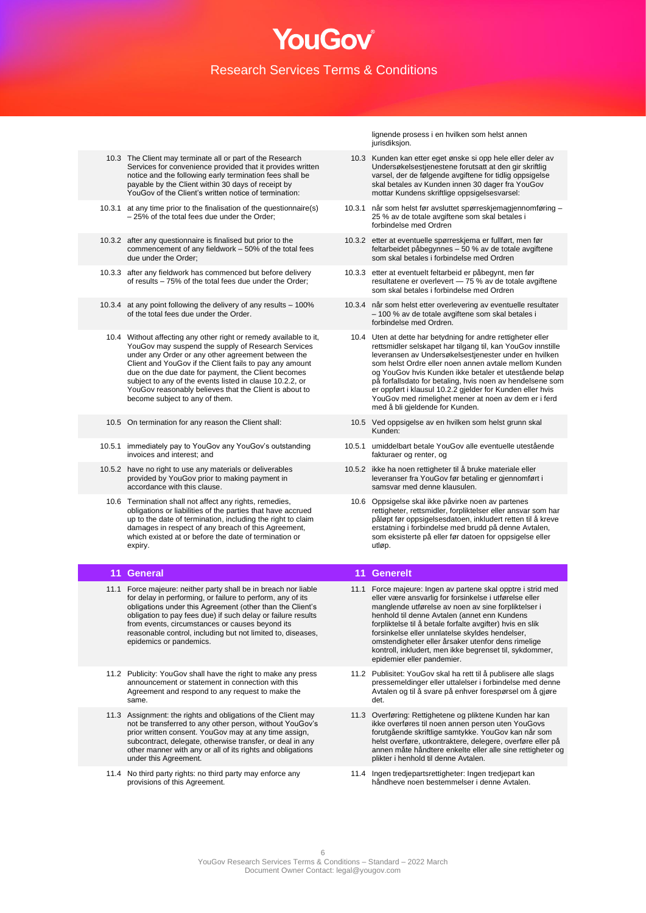| | |
|---|---|
| | lignende prosess i en hvilken som helst annen jurisdiksjon. |
| 10.3 The Client may terminate all or part of the Research Services for convenience provided that it provides written notice and the following early termination fees shall be payable by the Client within 30 days of receipt by YouGov of the Client's written notice of termination: | 10.3 Kunden kan etter eget ønske si opp hele eller deler av Undersøkelsestjenestene forutsatt at den gir skriftlig varsel, der de følgende avgiftene for tidlig oppsigelse skal betales av Kunden innen 30 dager fra YouGov mottar Kundens skriftlige oppsigelsesvarsel: |
| 10.3.1 at any time prior to the finalisation of the questionnaire(s) – 25% of the total fees due under the Order; | 10.3.1 når som helst før avsluttet spørreskjemagjennomføring – 25 % av de totale avgiftene som skal betales i forbindelse med Ordren |
| 10.3.2 after any questionnaire is finalised but prior to the commencement of any fieldwork – 50% of the total fees due under the Order; | 10.3.2 etter at eventuelle spørreskjema er fullført, men før feltarbeidet påbegynnes – 50 % av de totale avgiftene som skal betales i forbindelse med Ordren |
| 10.3.3 after any fieldwork has commenced but before delivery of results – 75% of the total fees due under the Order; | 10.3.3 etter at eventuelt feltarbeid er påbegynt, men før resultatene er overlevert — 75 % av de totale avgiftene som skal betales i forbindelse med Ordren |
| 10.3.4 at any point following the delivery of any results – 100% of the total fees due under the Order. | 10.3.4 når som helst etter overlevering av eventuelle resultater – 100 % av de totale avgiftene som skal betales i forbindelse med Ordren. |
| 10.4 Without affecting any other right or remedy available to it, YouGov may suspend the supply of Research Services under any Order or any other agreement between the Client and YouGov if the Client fails to pay any amount due on the due date for payment, the Client becomes subject to any of the events listed in clause 10.2.2, or YouGov reasonably believes that the Client is about to become subject to any of them. | 10.4 Uten at dette har betydning for andre rettigheter eller rettsmidler selskapet har tilgang til, kan YouGov innstille leveransen av Undersøkelsestjenester under en hvilken som helst Ordre eller noen annen avtale mellom Kunden og YouGov hvis Kunden ikke betaler et utestående beløp på forfallsdato for betaling, hvis noen av hendelsene som er oppført i klausul 10.2.2 gjelder for Kunden eller hvis YouGov med rimelighet mener at noen av dem er i ferd med å bli gjeldende for Kunden. |
| 10.5 On termination for any reason the Client shall: | 10.5 Ved oppsigelse av en hvilken som helst grunn skal Kunden: |
| 10.5.1 immediately pay to YouGov any YouGov's outstanding invoices and interest; and | 10.5.1 umiddelbart betale YouGov alle eventuelle utestående fakturaer og renter, og |
| 10.5.2 have no right to use any materials or deliverables provided by YouGov prior to making payment in accordance with this clause. | 10.5.2 ikke ha noen rettigheter til å bruke materiale eller leveranser fra YouGov før betaling er gjennomført i samsvar med denne klausulen. |
| 10.6 Termination shall not affect any rights, remedies, obligations or liabilities of the parties that have accrued up to the date of termination, including the right to claim damages in respect of any breach of this Agreement, which existed at or before the date of termination or expiry. | 10.6 Oppsigelse skal ikke påvirke noen av partenes rettigheter, rettsmidler, forpliktelser eller ansvar som har påløpt før oppsigelsesdatoen, inkludert retten til å kreve erstatning i forbindelse med brudd på denne Avtalen, som eksisterte på eller før datoen for oppsigelse eller utløp. |
| **11 General** | **11 Generelt** |
| 11.1 Force majeure: neither party shall be in breach nor liable for delay in performing, or failure to perform, any of its obligations under this Agreement (other than the Client's obligation to pay fees due) if such delay or failure results from events, circumstances or causes beyond its reasonable control, including but not limited to, diseases, epidemics or pandemics. | 11.1 Force majeure: Ingen av partene skal opptre i strid med eller være ansvarlig for forsinkelse i utførelse eller manglende utførelse av noen av sine forpliktelser i henhold til denne Avtalen (annet enn Kundens forpliktelse til å betale forfalte avgifter) hvis en slik forsinkelse eller unnlatelse skyldes hendelser, omstendigheter eller årsaker utenfor dens rimelige kontroll, inkludert, men ikke begrenset til, sykdommer, epidemier eller pandemier. |
| 11.2 Publicity: YouGov shall have the right to make any press announcement or statement in connection with this Agreement and respond to any request to make the same. | 11.2 Publisitet: YouGov skal ha rett til å publisere alle slags pressemeldinger eller uttalelser i forbindelse med denne Avtalen og til å svare på enhver forespørsel om å gjøre det. |
| 11.3 Assignment: the rights and obligations of the Client may not be transferred to any other person, without YouGov's prior written consent. YouGov may at any time assign, subcontract, delegate, otherwise transfer, or deal in any other manner with any or all of its rights and obligations under this Agreement. | 11.3 Overføring: Rettighetene og pliktene Kunden har kan ikke overføres til noen annen person uten YouGovs forutgående skriftlige samtykke. YouGov kan når som helst overføre, utkontraktere, delegere, overføre eller på annen måte håndtere enkelte eller alle sine rettigheter og plikter i henhold til denne Avtalen. |
| 11.4 No third party rights: no third party may enforce any provisions of this Agreement. | 11.4 Ingen tredjepartsrettigheter: Ingen tredjepart kan håndheve noen bestemmelser i denne Avtalen. |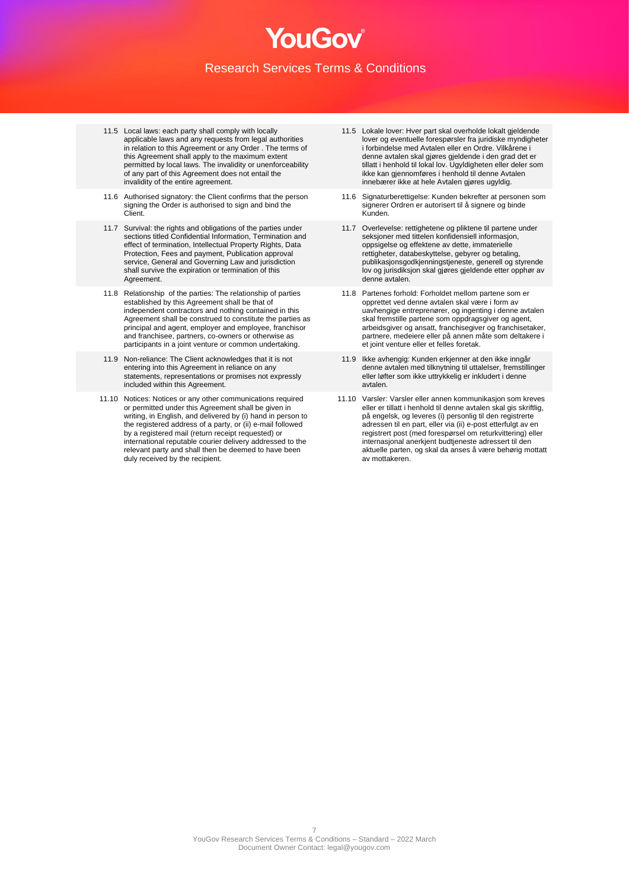11.5 Local laws: each party shall comply with locally applicable laws and any requests from legal authorities in relation to this Agreement or any Order . The terms of this Agreement shall apply to the maximum extent permitted by local laws. The invalidity or unenforceability of any part of this Agreement does not entail the invalidity of the entire agreement.

11.5 Lokale lover: Hver part skal overholde lokalt gjeldende lover og eventuelle forespørsler fra juridiske myndigheter i forbindelse med Avtalen eller en Ordre. Vilkårene i denne avtalen skal gjøres gjeldende i den grad det er tillatt i henhold til lokal lov. Ugyldigheten eller deler som ikke kan gjennomføres i henhold til denne Avtalen innebærer ikke at hele Avtalen gjøres ugyldig.

11.6 Authorised signatory: the Client confirms that the person signing the Order is authorised to sign and bind the Client.

11.6 Signaturberettigelse: Kunden bekrefter at personen som signerer Ordren er autorisert til å signere og binde Kunden.

11.7 Survival: the rights and obligations of the parties under sections titled Confidential Information, Termination and effect of termination, Intellectual Property Rights, Data Protection, Fees and payment, Publication approval service, General and Governing Law and jurisdiction shall survive the expiration or termination of this Agreement.

11.7 Overlevelse: rettighetene og pliktene til partene under seksjoner med tittelen konfidensiell informasjon, oppsigelse og effektene av dette, immaterielle rettigheter, databeskyttelse, gebyrer og betaling, publikasjonsgodkjenningstjeneste, generell og styrende lov og jurisdiksjon skal gjøres gjeldende etter opphør av denne avtalen.

11.8 Relationship of the parties: The relationship of parties established by this Agreement shall be that of independent contractors and nothing contained in this Agreement shall be construed to constitute the parties as principal and agent, employer and employee, franchisor and franchisee, partners, co-owners or otherwise as participants in a joint venture or common undertaking.

11.8 Partenes forhold: Forholdet mellom partene som er opprettet ved denne avtalen skal være i form av uavhengige entreprenører, og ingenting i denne avtalen skal fremstille partene som oppdragsgiver og agent, arbeidsgiver og ansatt, franchisegiver og franchisetaker, partnere, medeiere eller på annen måte som deltakere i et joint venture eller et felles foretak.

11.9 Non-reliance: The Client acknowledges that it is not entering into this Agreement in reliance on any statements, representations or promises not expressly included within this Agreement.

11.9 Ikke avhengig: Kunden erkjenner at den ikke inngår denne avtalen med tilknytning til uttalelser, fremstillinger eller løfter som ikke uttrykkelig er inkludert i denne avtalen.

11.10 Notices: Notices or any other communications required or permitted under this Agreement shall be given in writing, in English, and delivered by (i) hand in person to the registered address of a party, or (ii) e-mail followed by a registered mail (return receipt requested) or international reputable courier delivery addressed to the relevant party and shall then be deemed to have been duly received by the recipient.

11.10 Varsler: Varsler eller annen kommunikasjon som kreves eller er tillatt i henhold til denne avtalen skal gis skriftlig, på engelsk, og leveres (i) personlig til den registrerte adressen til en part, eller via (ii) e-post etterfulgt av en registrert post (med forespørsel om returkvittering) eller internasjonal anerkjent budtjeneste adressert til den aktuelle parten, og skal da anses å være behørig mottatt av mottakeren.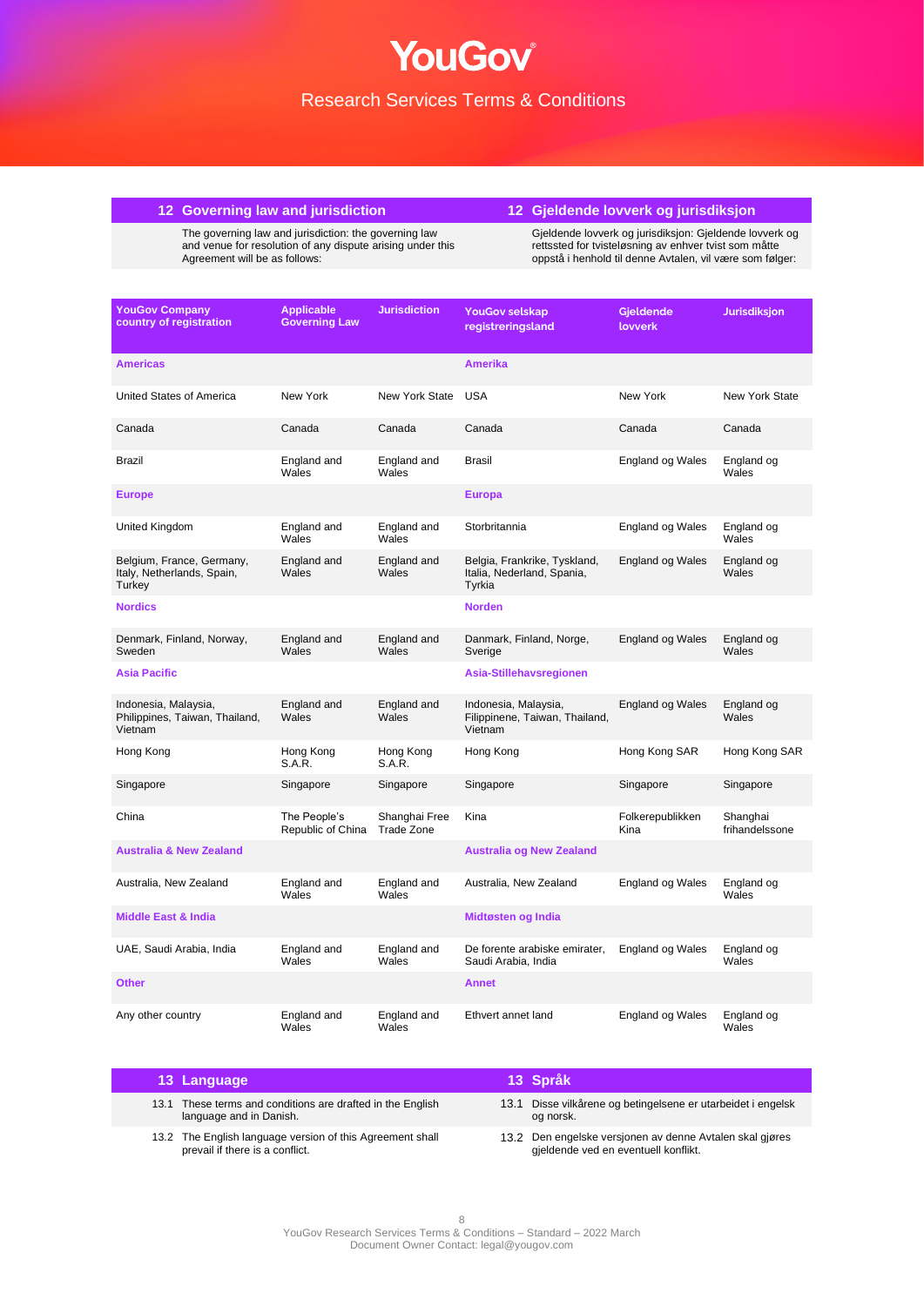# YouGov

Research Services Terms & Conditions

## 12 Governing law and jurisdiction

The governing law and jurisdiction: the governing law and venue for resolution of any dispute arising under this Agreement will be as follows:

## 12 Gjeldende lovverk og jurisdiksjon

Gjeldende lovverk og jurisdiksjon: Gjeldende lovverk og rettssted for tvisteløsning av enhver tvist som måtte oppstå i henhold til denne Avtalen, vil være som følger:

| YouGov Company country of registration | Applicable Governing Law | Jurisdiction | YouGov selskap registreringsland | Gjeldende lovverk | Jurisdiksjon |
|---|---|---|---|---|---|
| **Americas** | | | **Amerika** | | |
| United States of America | New York | New York State | USA | New York | New York State |
| Canada | Canada | Canada | Canada | Canada | Canada |
| Brazil | England and Wales | England and Wales | Brasil | England og Wales | England og Wales |
| **Europe** | | | **Europa** | | |
| United Kingdom | England and Wales | England and Wales | Storbritannia | England og Wales | England og Wales |
| Belgium, France, Germany, Italy, Netherlands, Spain, Turkey | England and Wales | England and Wales | Belgia, Frankrike, Tyskland, Italia, Nederland, Spania, Tyrkia | England og Wales | England og Wales |
| **Nordics** | | | **Norden** | | |
| Denmark, Finland, Norway, Sweden | England and Wales | England and Wales | Danmark, Finland, Norge, Sverige | England og Wales | England og Wales |
| **Asia Pacific** | | | **Asia-Stillehavsregionen** | | |
| Indonesia, Malaysia, Philippines, Taiwan, Thailand, Vietnam | England and Wales | England and Wales | Indonesia, Malaysia, Filippinene, Taiwan, Thailand, Vietnam | England og Wales | England og Wales |
| Hong Kong | Hong Kong S.A.R. | Hong Kong S.A.R. | Hong Kong | Hong Kong SAR | Hong Kong SAR |
| Singapore | Singapore | Singapore | Singapore | Singapore | Singapore |
| China | The People's Republic of China | Shanghai Free Trade Zone | Kina | Folkerepublikken Kina | Shanghai frihandelssone |
| **Australia & New Zealand** | | | **Australia og New Zealand** | | |
| Australia, New Zealand | England and Wales | England and Wales | Australia, New Zealand | England og Wales | England og Wales |
| **Middle East & India** | | | **Midtøsten og India** | | |
| UAE, Saudi Arabia, India | England and Wales | England and Wales | De forente arabiske emirater, Saudi Arabia, India | England og Wales | England og Wales |
| **Other** | | | **Annet** | | |
| Any other country | England and Wales | England and Wales | Ethvert annet land | England og Wales | England og Wales |

## 13 Language

13.1 These terms and conditions are drafted in the English language and in Danish.

13.2 The English language version of this Agreement shall prevail if there is a conflict.

## 13 Språk

13.1 Disse vilkårene og betingelsene er utarbeidet i engelsk og norsk.

13.2 Den engelske versjonen av denne Avtalen skal gjøres gjeldende ved en eventuell konflikt.